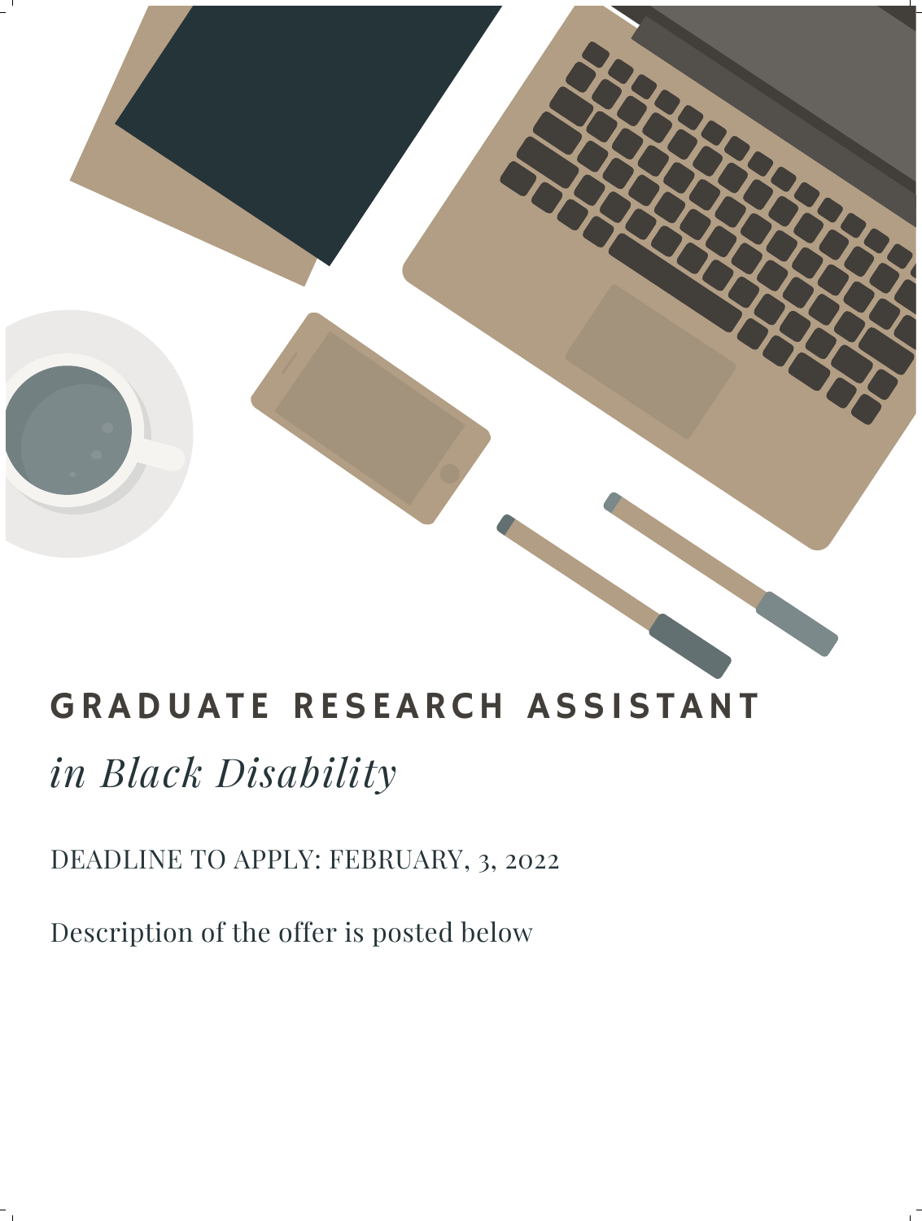# GRADUATE RESEARCH ASSISTANT

## *in Black Disability*

DEADLINE TO APPLY: FEBRUARY, 3, 2022

Description of the offer is posted below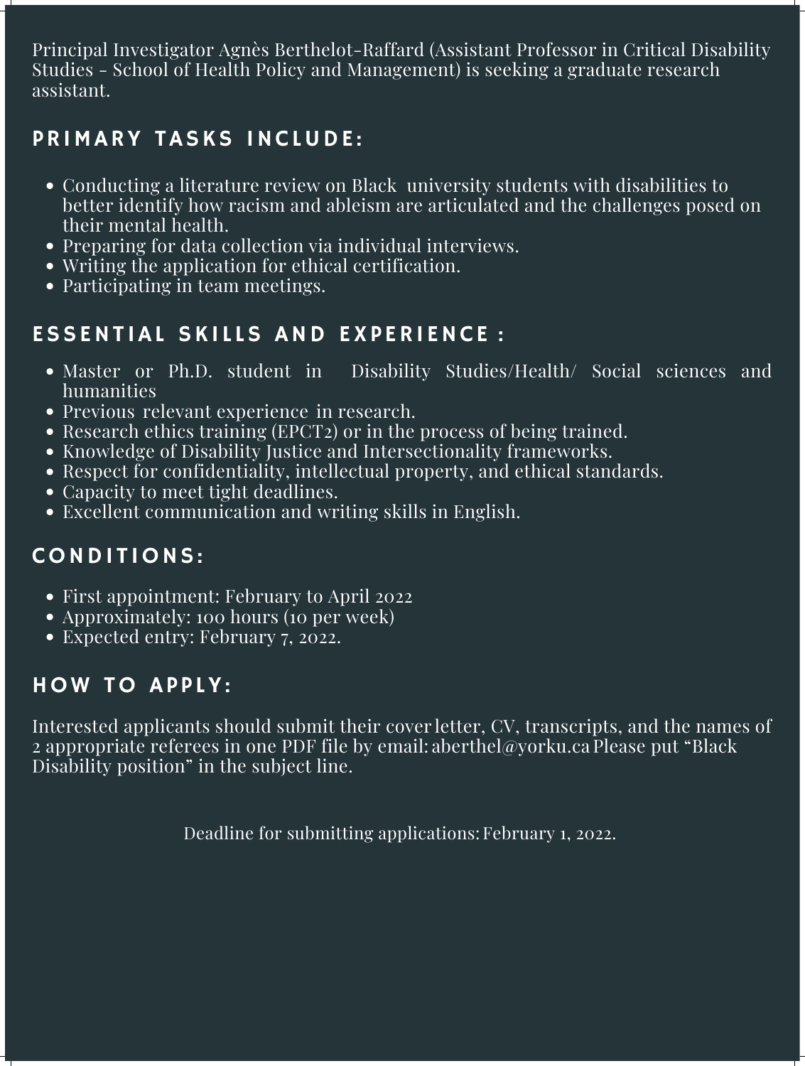Principal Investigator Agnès Berthelot-Raffard (Assistant Professor in Critical Disability Studies - School of Health Policy and Management) is seeking a graduate research assistant.

## PRIMARY TASKS INCLUDE:

- Conducting a literature review on Black university students with disabilities to better identify how racism and ableism are articulated and the challenges posed on their mental health.
- Preparing for data collection via individual interviews.
- Writing the application for ethical certification.
- Participating in team meetings.

## ESSENTIAL SKILLS AND EXPERIENCE :

- Master or Ph.D. student in Disability Studies/Health/ Social sciences and humanities
- Previous relevant experience in research.
- Research ethics training (EPCT2) or in the process of being trained.
- Knowledge of Disability Justice and Intersectionality frameworks.
- Respect for confidentiality, intellectual property, and ethical standards.
- Capacity to meet tight deadlines.
- Excellent communication and writing skills in English.

## CONDITIONS:

- First appointment: February to April 2022
- Approximately: 100 hours (10 per week)
- Expected entry: February 7, 2022.

## HOW TO APPLY:

Interested applicants should submit their cover letter, CV, transcripts, and the names of 2 appropriate referees in one PDF file by email: aberthel@yorku.ca Please put "Black Disability position" in the subject line.

Deadline for submitting applications: February 1, 2022.